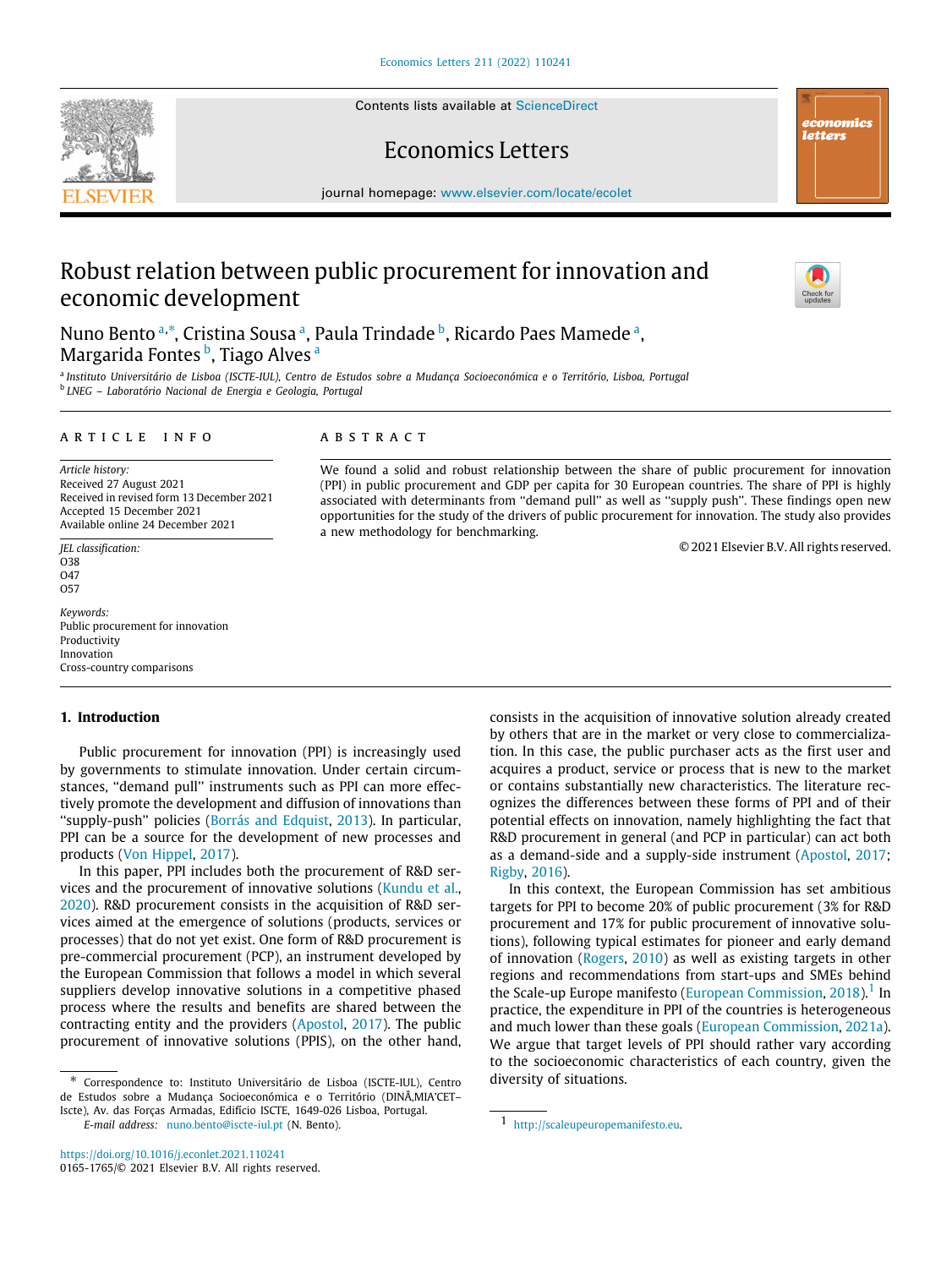# Robust relation between public procurement for innovation and economic development

Nuno Bento[a,*], Cristina Sousa[a], Paula Trindade[b], Ricardo Paes Mamede[a], Margarida Fontes[b], Tiago Alves[a]

[a] Instituto Universitário de Lisboa (ISCTE-IUL), Centro de Estudos sobre a Mudança Socioeconómica e o Território, Lisboa, Portugal
[b] LNEG – Laboratório Nacional de Energia e Geologia, Portugal

## ARTICLE INFO

*Article history:*
Received 27 August 2021
Received in revised form 13 December 2021
Accepted 15 December 2021
Available online 24 December 2021

*JEL classification:*
O38
O47
O57

*Keywords:*
Public procurement for innovation
Productivity
Innovation
Cross-country comparisons

## ABSTRACT

We found a solid and robust relationship between the share of public procurement for innovation (PPI) in public procurement and GDP per capita for 30 European countries. The share of PPI is highly associated with determinants from "demand pull" as well as "supply push". These findings open new opportunities for the study of the drivers of public procurement for innovation. The study also provides a new methodology for benchmarking.

© 2021 Elsevier B.V. All rights reserved.

## 1. Introduction

Public procurement for innovation (PPI) is increasingly used by governments to stimulate innovation. Under certain circumstances, "demand pull" instruments such as PPI can more effectively promote the development and diffusion of innovations than "supply-push" policies (Borrás and Edquist, 2013). In particular, PPI can be a source for the development of new processes and products (Von Hippel, 2017).

In this paper, PPI includes both the procurement of R&D services and the procurement of innovative solutions (Kundu et al., 2020). R&D procurement consists in the acquisition of R&D services aimed at the emergence of solutions (products, services or processes) that do not yet exist. One form of R&D procurement is pre-commercial procurement (PCP), an instrument developed by the European Commission that follows a model in which several suppliers develop innovative solutions in a competitive phased process where the results and benefits are shared between the contracting entity and the providers (Apostol, 2017). The public procurement of innovative solutions (PPIS), on the other hand, consists in the acquisition of innovative solution already created by others that are in the market or very close to commercialization. In this case, the public purchaser acts as the first user and acquires a product, service or process that is new to the market or contains substantially new characteristics. The literature recognizes the differences between these forms of PPI and of their potential effects on innovation, namely highlighting the fact that R&D procurement in general (and PCP in particular) can act both as a demand-side and a supply-side instrument (Apostol, 2017; Rigby, 2016).

In this context, the European Commission has set ambitious targets for PPI to become 20% of public procurement (3% for R&D procurement and 17% for public procurement of innovative solutions), following typical estimates for pioneer and early demand of innovation (Rogers, 2010) as well as existing targets in other regions and recommendations from start-ups and SMEs behind the Scale-up Europe manifesto (European Commission, 2018).[1] In practice, the expenditure in PPI of the countries is heterogeneous and much lower than these goals (European Commission, 2021a). We argue that target levels of PPI should rather vary according to the socioeconomic characteristics of each country, given the diversity of situations.

---

\* Correspondence to: Instituto Universitário de Lisboa (ISCTE-IUL), Centro de Estudos sobre a Mudança Socioeconómica e o Território (DINÂMIA'CET–Iscte), Av. das Forças Armadas, Edifício ISCTE, 1649-026 Lisboa, Portugal.
*E-mail address:* nuno.bento@iscte-iul.pt (N. Bento).

[1] http://scaleupeuropemanifesto.eu.

https://doi.org/10.1016/j.econlet.2021.110241
0165-1765/© 2021 Elsevier B.V. All rights reserved.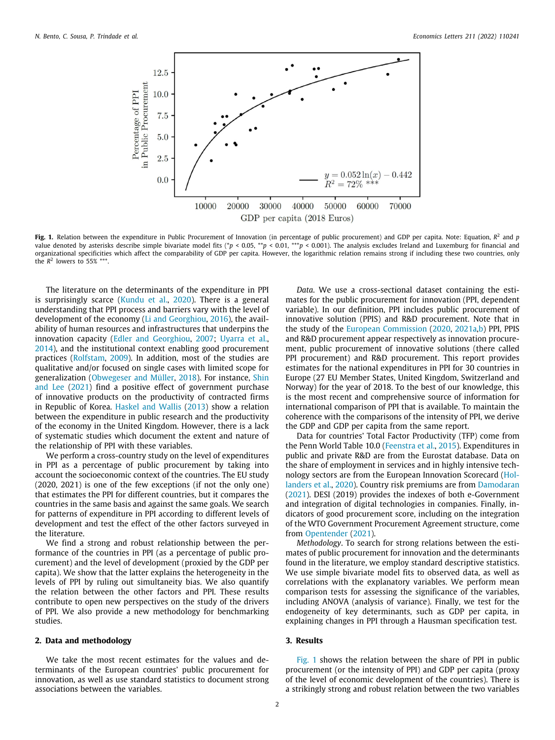**Fig. 1.** Relation between the expenditure in Public Procurement of Innovation (in percentage of public procurement) and GDP per capita. Note: Equation, $R^2$ and $p$ value denoted by asterisks describe simple bivariate model fits (*$p$ < 0.05, **$p$ < 0.01, ***$p$ < 0.001). The analysis excludes Ireland and Luxemburg for financial and organizational specificities which affect the comparability of GDP per capita. However, the logarithmic relation remains strong if including these two countries, only the $R^2$ lowers to 55% ***.

The literature on the determinants of the expenditure in PPI is surprisingly scarce (Kundu et al., 2020). There is a general understanding that PPI process and barriers vary with the level of development of the economy (Li and Georghiou, 2016), the availability of human resources and infrastructures that underpins the innovation capacity (Edler and Georghiou, 2007; Uyarra et al., 2014), and the institutional context enabling good procurement practices (Rolfstam, 2009). In addition, most of the studies are qualitative and/or focused on single cases with limited scope for generalization (Obwegeser and Müller, 2018). For instance, Shin and Lee (2021) find a positive effect of government purchase of innovative products on the productivity of contracted firms in Republic of Korea. Haskel and Wallis (2013) show a relation between the expenditure in public research and the productivity of the economy in the United Kingdom. However, there is a lack of systematic studies which document the extent and nature of the relationship of PPI with these variables.

We perform a cross-country study on the level of expenditures in PPI as a percentage of public procurement by taking into account the socioeconomic context of the countries. The EU study (2020, 2021) is one of the few exceptions (if not the only one) that estimates the PPI for different countries, but it compares the countries in the same basis and against the same goals. We search for patterns of expenditure in PPI according to different levels of development and test the effect of the other factors surveyed in the literature.

We find a strong and robust relationship between the performance of the countries in PPI (as a percentage of public procurement) and the level of development (proxied by the GDP per capita). We show that the latter explains the heterogeneity in the levels of PPI by ruling out simultaneity bias. We also quantify the relation between the other factors and PPI. These results contribute to open new perspectives on the study of the drivers of PPI. We also provide a new methodology for benchmarking studies.

## 2. Data and methodology

We take the most recent estimates for the values and determinants of the European countries' public procurement for innovation, as well as use standard statistics to document strong associations between the variables.

*Data.* We use a cross-sectional dataset containing the estimates for the public procurement for innovation (PPI, dependent variable). In our definition, PPI includes public procurement of innovative solution (PPIS) and R&D procurement. Note that in the study of the European Commission (2020, 2021a,b) PPI, PPIS and R&D procurement appear respectively as innovation procurement, public procurement of innovative solutions (there called PPI procurement) and R&D procurement. This report provides estimates for the national expenditures in PPI for 30 countries in Europe (27 EU Member States, United Kingdom, Switzerland and Norway) for the year of 2018. To the best of our knowledge, this is the most recent and comprehensive source of information for international comparison of PPI that is available. To maintain the coherence with the comparisons of the intensity of PPI, we derive the GDP and GDP per capita from the same report.

Data for countries' Total Factor Productivity (TFP) come from the Penn World Table 10.0 (Feenstra et al., 2015). Expenditures in public and private R&D are from the Eurostat database. Data on the share of employment in services and in highly intensive technology sectors are from the European Innovation Scorecard (Hollanders et al., 2020). Country risk premiums are from Damodaran (2021). DESI (2019) provides the indexes of both e-Government and integration of digital technologies in companies. Finally, indicators of good procurement score, including on the integration of the WTO Government Procurement Agreement structure, come from Opentender (2021).

*Methodology*. To search for strong relations between the estimates of public procurement for innovation and the determinants found in the literature, we employ standard descriptive statistics. We use simple bivariate model fits to observed data, as well as correlations with the explanatory variables. We perform mean comparison tests for assessing the significance of the variables, including ANOVA (analysis of variance). Finally, we test for the endogeneity of key determinants, such as GDP per capita, in explaining changes in PPI through a Hausman specification test.

## 3. Results

Fig. 1 shows the relation between the share of PPI in public procurement (or the intensity of PPI) and GDP per capita (proxy of the level of economic development of the countries). There is a strikingly strong and robust relation between the two variables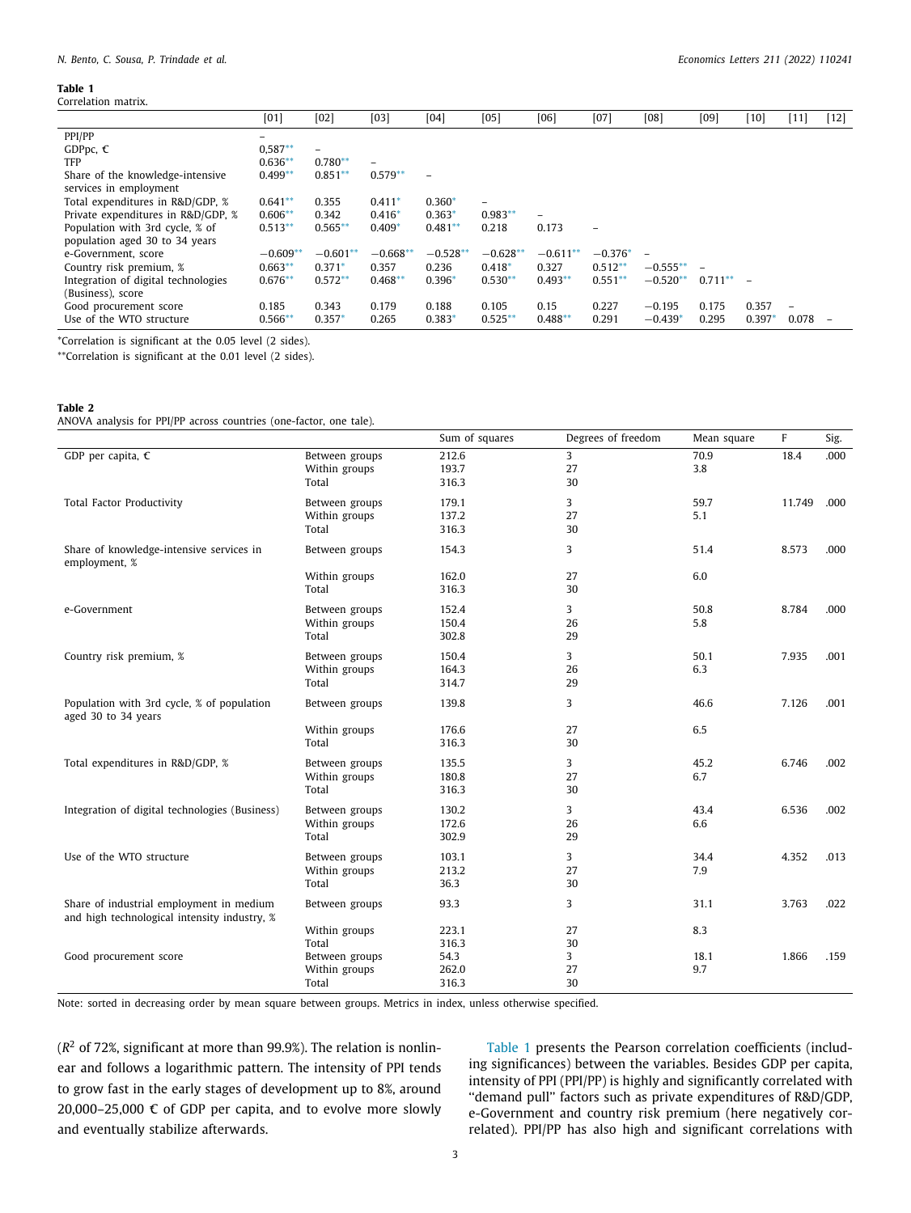**Table 1**
Correlation matrix.

| | [01] | [02] | [03] | [04] | [05] | [06] | [07] | [08] | [09] | [10] | [11] | [12] |
|---|---|---|---|---|---|---|---|---|---|---|---|---|
| PPI/PP | – | | | | | | | | | | | |
| GDPpc, € | 0,587** | – | | | | | | | | | | |
| TFP | 0.636** | 0.780** | – | | | | | | | | | |
| Share of the knowledge-intensive services in employment | 0.499** | 0.851** | 0.579** | – | | | | | | | | |
| Total expenditures in R&D/GDP, % | 0.641** | 0.355 | 0.411* | 0.360* | – | | | | | | | |
| Private expenditures in R&D/GDP, % | 0.606** | 0.342 | 0.416* | 0.363* | 0.983** | – | | | | | | |
| Population with 3rd cycle, % of population aged 30 to 34 years | 0.513** | 0.565** | 0.409* | 0.481** | 0.218 | 0.173 | – | | | | | |
| e-Government, score | −0.609** | −0.601** | −0.668** | −0.528** | −0.628** | −0.611** | −0.376* | – | | | | |
| Country risk premium, % | 0.663** | 0.371* | 0.357 | 0.236 | 0.418* | 0.327 | 0.512** | −0.555** | – | | | |
| Integration of digital technologies (Business), score | 0.676** | 0.572** | 0.468** | 0.396* | 0.530** | 0.493** | 0.551** | −0.520** | 0.711** | – | | |
| Good procurement score | 0.185 | 0.343 | 0.179 | 0.188 | 0.105 | 0.15 | 0.227 | −0.195 | 0.175 | 0.357 | – | |
| Use of the WTO structure | 0.566** | 0.357* | 0.265 | 0.383* | 0.525** | 0.488** | 0.291 | −0.439* | 0.295 | 0.397* | 0.078 | – |

*Correlation is significant at the 0.05 level (2 sides).

**Correlation is significant at the 0.01 level (2 sides).

**Table 2**
ANOVA analysis for PPI/PP across countries (one-factor, one tale).

| | | Sum of squares | Degrees of freedom | Mean square | F | Sig. |
|---|---|---|---|---|---|---|
| GDP per capita, € | Between groups | 212.6 | 3 | 70.9 | 18.4 | .000 |
| | Within groups | 193.7 | 27 | 3.8 | | |
| | Total | 316.3 | 30 | | | |
| Total Factor Productivity | Between groups | 179.1 | 3 | 59.7 | 11.749 | .000 |
| | Within groups | 137.2 | 27 | 5.1 | | |
| | Total | 316.3 | 30 | | | |
| Share of knowledge-intensive services in employment, % | Between groups | 154.3 | 3 | 51.4 | 8.573 | .000 |
| | Within groups | 162.0 | 27 | 6.0 | | |
| | Total | 316.3 | 30 | | | |
| e-Government | Between groups | 152.4 | 3 | 50.8 | 8.784 | .000 |
| | Within groups | 150.4 | 26 | 5.8 | | |
| | Total | 302.8 | 29 | | | |
| Country risk premium, % | Between groups | 150.4 | 3 | 50.1 | 7.935 | .001 |
| | Within groups | 164.3 | 26 | 6.3 | | |
| | Total | 314.7 | 29 | | | |
| Population with 3rd cycle, % of population aged 30 to 34 years | Between groups | 139.8 | 3 | 46.6 | 7.126 | .001 |
| | Within groups | 176.6 | 27 | 6.5 | | |
| | Total | 316.3 | 30 | | | |
| Total expenditures in R&D/GDP, % | Between groups | 135.5 | 3 | 45.2 | 6.746 | .002 |
| | Within groups | 180.8 | 27 | 6.7 | | |
| | Total | 316.3 | 30 | | | |
| Integration of digital technologies (Business) | Between groups | 130.2 | 3 | 43.4 | 6.536 | .002 |
| | Within groups | 172.6 | 26 | 6.6 | | |
| | Total | 302.9 | 29 | | | |
| Use of the WTO structure | Between groups | 103.1 | 3 | 34.4 | 4.352 | .013 |
| | Within groups | 213.2 | 27 | 7.9 | | |
| | Total | 36.3 | 30 | | | |
| Share of industrial employment in medium and high technological intensity industry, % | Between groups | 93.3 | 3 | 31.1 | 3.763 | .022 |
| | Within groups | 223.1 | 27 | 8.3 | | |
| | Total | 316.3 | 30 | | | |
| Good procurement score | Between groups | 54.3 | 3 | 18.1 | 1.866 | .159 |
| | Within groups | 262.0 | 27 | 9.7 | | |
| | Total | 316.3 | 30 | | | |

Note: sorted in decreasing order by mean square between groups. Metrics in index, unless otherwise specified.

($R^2$ of 72%, significant at more than 99.9%). The relation is nonlinear and follows a logarithmic pattern. The intensity of PPI tends to grow fast in the early stages of development up to 8%, around 20,000–25,000 € of GDP per capita, and to evolve more slowly and eventually stabilize afterwards.

Table 1 presents the Pearson correlation coefficients (including significances) between the variables. Besides GDP per capita, intensity of PPI (PPI/PP) is highly and significantly correlated with "demand pull" factors such as private expenditures of R&D/GDP, e-Government and country risk premium (here negatively correlated). PPI/PP has also high and significant correlations with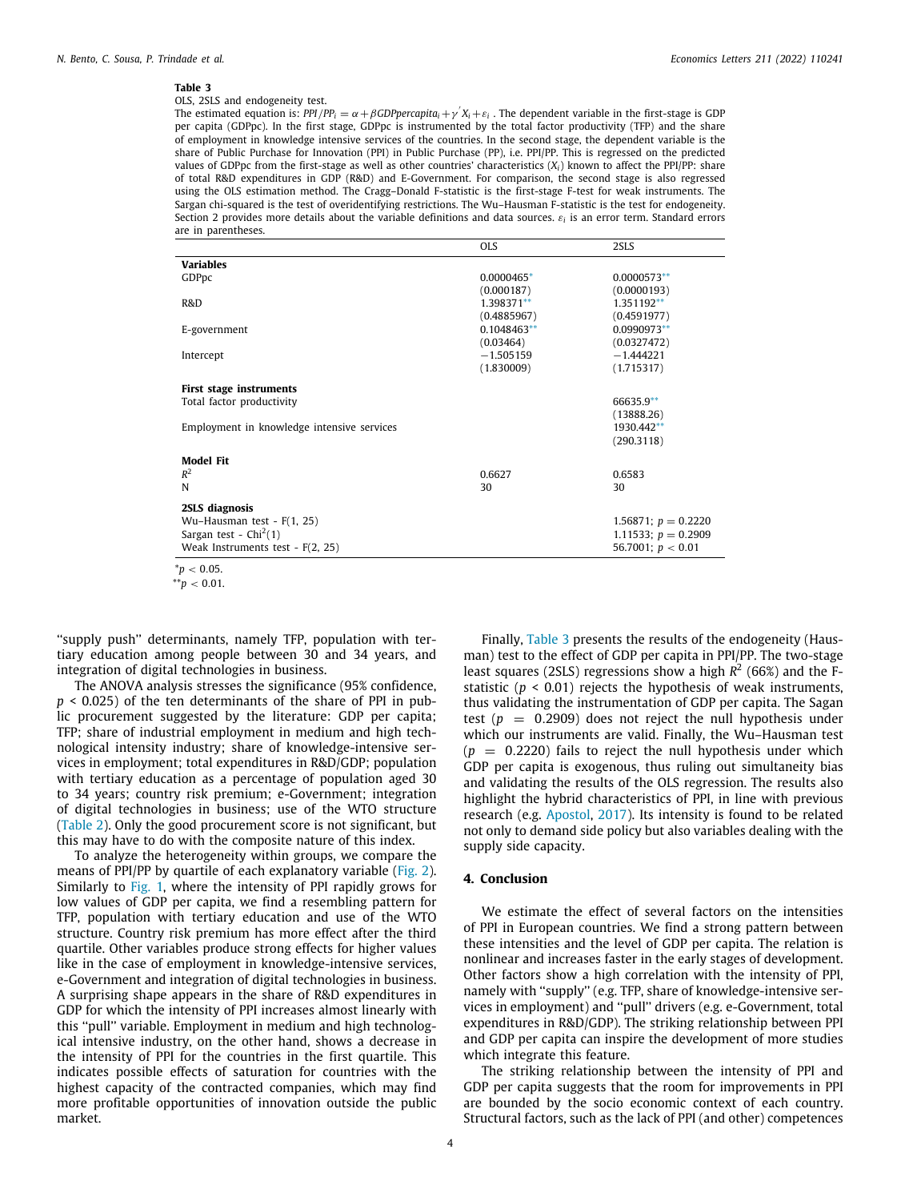**Table 3**
OLS, 2SLS and endogeneity test.
The estimated equation is: $PPI/PP_i = \alpha + \beta GDPpercapita_i + \gamma' X_i + \varepsilon_i$ . The dependent variable in the first-stage is GDP per capita (GDPpc). In the first stage, GDPpc is instrumented by the total factor productivity (TFP) and the share of employment in knowledge intensive services of the countries. In the second stage, the dependent variable is the share of Public Purchase for Innovation (PPI) in Public Purchase (PP), i.e. PPI/PP. This is regressed on the predicted values of GDPpc from the first-stage as well as other countries' characteristics ($X_i$) known to affect the PPI/PP: share of total R&D expenditures in GDP (R&D) and E-Government. For comparison, the second stage is also regressed using the OLS estimation method. The Cragg–Donald F-statistic is the first-stage F-test for weak instruments. The Sargan chi-squared is the test of overidentifying restrictions. The Wu–Hausman F-statistic is the test for endogeneity. Section 2 provides more details about the variable definitions and data sources. $\varepsilon_i$ is an error term. Standard errors are in parentheses.

| | OLS | 2SLS |
|---|---|---|
| **Variables** | | |
| GDPpc | 0.0000465* | 0.0000573** |
| | (0.000187) | (0.0000193) |
| R&D | 1.398371** | 1.351192** |
| | (0.4885967) | (0.4591977) |
| E-government | 0.1048463** | 0.0990973** |
| | (0.03464) | (0.0327472) |
| Intercept | −1.505159 | −1.444221 |
| | (1.830009) | (1.715317) |
| **First stage instruments** | | |
| Total factor productivity | | 66635.9** |
| | | (13888.26) |
| Employment in knowledge intensive services | | 1930.442** |
| | | (290.3118) |
| **Model Fit** | | |
| $R^2$ | 0.6627 | 0.6583 |
| N | 30 | 30 |
| **2SLS diagnosis** | | |
| Wu–Hausman test - F(1, 25) | | 1.56871; $p = 0.2220$ |
| Sargan test - $Chi^2(1)$ | | 1.11533; $p = 0.2909$ |
| Weak Instruments test - F(2, 25) | | 56.7001; $p < 0.01$ |

*$p < 0.05$.
**$p < 0.01$.

"supply push" determinants, namely TFP, population with tertiary education among people between 30 and 34 years, and integration of digital technologies in business.

The ANOVA analysis stresses the significance (95% confidence, $p < 0.025$) of the ten determinants of the share of PPI in public procurement suggested by the literature: GDP per capita; TFP; share of industrial employment in medium and high technological intensity industry; share of knowledge-intensive services in employment; total expenditures in R&D/GDP; population with tertiary education as a percentage of population aged 30 to 34 years; country risk premium; e-Government; integration of digital technologies in business; use of the WTO structure (Table 2). Only the good procurement score is not significant, but this may have to do with the composite nature of this index.

To analyze the heterogeneity within groups, we compare the means of PPI/PP by quartile of each explanatory variable (Fig. 2). Similarly to Fig. 1, where the intensity of PPI rapidly grows for low values of GDP per capita, we find a resembling pattern for TFP, population with tertiary education and use of the WTO structure. Country risk premium has more effect after the third quartile. Other variables produce strong effects for higher values like in the case of employment in knowledge-intensive services, e-Government and integration of digital technologies in business. A surprising shape appears in the share of R&D expenditures in GDP for which the intensity of PPI increases almost linearly with this "pull" variable. Employment in medium and high technological intensive industry, on the other hand, shows a decrease in the intensity of PPI for the countries in the first quartile. This indicates possible effects of saturation for countries with the highest capacity of the contracted companies, which may find more profitable opportunities of innovation outside the public market.

Finally, Table 3 presents the results of the endogeneity (Hausman) test to the effect of GDP per capita in PPI/PP. The two-stage least squares (2SLS) regressions show a high $R^2$ (66%) and the F-statistic ($p < 0.01$) rejects the hypothesis of weak instruments, thus validating the instrumentation of GDP per capita. The Sagan test ($p = 0.2909$) does not reject the null hypothesis under which our instruments are valid. Finally, the Wu–Hausman test ($p = 0.2220$) fails to reject the null hypothesis under which GDP per capita is exogenous, thus ruling out simultaneity bias and validating the results of the OLS regression. The results also highlight the hybrid characteristics of PPI, in line with previous research (e.g. Apostol, 2017). Its intensity is found to be related not only to demand side policy but also variables dealing with the supply side capacity.

## 4. Conclusion

We estimate the effect of several factors on the intensities of PPI in European countries. We find a strong pattern between these intensities and the level of GDP per capita. The relation is nonlinear and increases faster in the early stages of development. Other factors show a high correlation with the intensity of PPI, namely with "supply" (e.g. TFP, share of knowledge-intensive services in employment) and "pull" drivers (e.g. e-Government, total expenditures in R&D/GDP). The striking relationship between PPI and GDP per capita can inspire the development of more studies which integrate this feature.

The striking relationship between the intensity of PPI and GDP per capita suggests that the room for improvements in PPI are bounded by the socio economic context of each country. Structural factors, such as the lack of PPI (and other) competences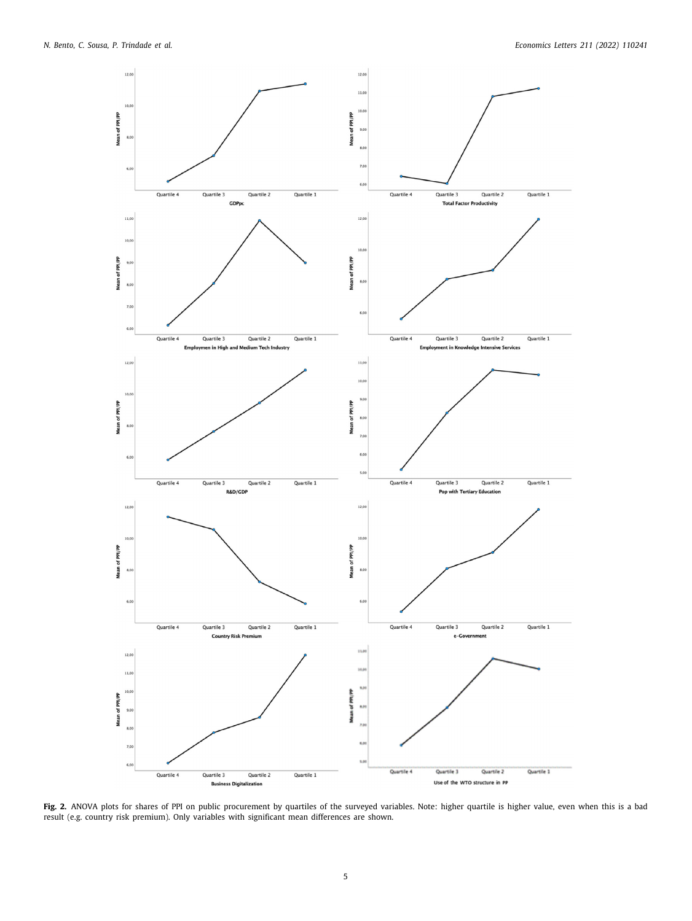**Fig. 2.** ANOVA plots for shares of PPI on public procurement by quartiles of the surveyed variables. Note: higher quartile is higher value, even when this is a bad result (e.g. country risk premium). Only variables with significant mean differences are shown.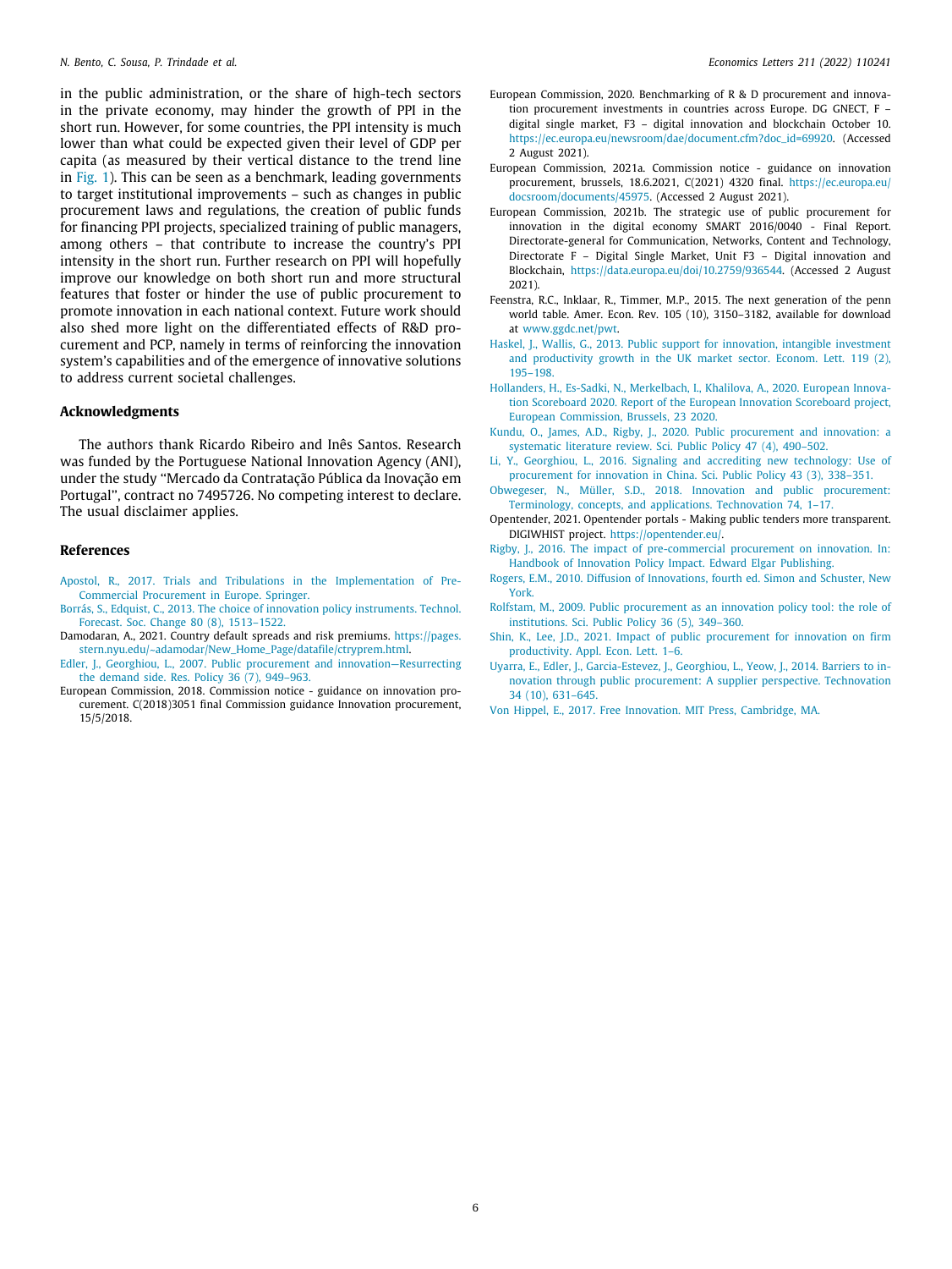in the public administration, or the share of high-tech sectors in the private economy, may hinder the growth of PPI in the short run. However, for some countries, the PPI intensity is much lower than what could be expected given their level of GDP per capita (as measured by their vertical distance to the trend line in Fig. 1). This can be seen as a benchmark, leading governments to target institutional improvements – such as changes in public procurement laws and regulations, the creation of public funds for financing PPI projects, specialized training of public managers, among others – that contribute to increase the country's PPI intensity in the short run. Further research on PPI will hopefully improve our knowledge on both short run and more structural features that foster or hinder the use of public procurement to promote innovation in each national context. Future work should also shed more light on the differentiated effects of R&D procurement and PCP, namely in terms of reinforcing the innovation system's capabilities and of the emergence of innovative solutions to address current societal challenges.

## Acknowledgments

The authors thank Ricardo Ribeiro and Inês Santos. Research was funded by the Portuguese National Innovation Agency (ANI), under the study "Mercado da Contratação Pública da Inovação em Portugal", contract no 7495726. No competing interest to declare. The usual disclaimer applies.

## References

Apostol, R., 2017. Trials and Tribulations in the Implementation of Pre-Commercial Procurement in Europe. Springer.

Borrás, S., Edquist, C., 2013. The choice of innovation policy instruments. Technol. Forecast. Soc. Change 80 (8), 1513–1522.

Damodaran, A., 2021. Country default spreads and risk premiums. https://pages.stern.nyu.edu/~adamodar/New_Home_Page/datafile/ctryprem.html.

Edler, J., Georghiou, L., 2007. Public procurement and innovation—Resurrecting the demand side. Res. Policy 36 (7), 949–963.

European Commission, 2018. Commission notice - guidance on innovation procurement. C(2018)3051 final Commission guidance Innovation procurement, 15/5/2018.

European Commission, 2020. Benchmarking of R & D procurement and innovation procurement investments in countries across Europe. DG GNECT, F – digital single market, F3 – digital innovation and blockchain October 10. https://ec.europa.eu/newsroom/dae/document.cfm?doc_id=69920. (Accessed 2 August 2021).

European Commission, 2021a. Commission notice - guidance on innovation procurement, brussels, 18.6.2021, C(2021) 4320 final. https://ec.europa.eu/docsroom/documents/45975. (Accessed 2 August 2021).

European Commission, 2021b. The strategic use of public procurement for innovation in the digital economy SMART 2016/0040 - Final Report. Directorate-general for Communication, Networks, Content and Technology, Directorate F – Digital Single Market, Unit F3 – Digital innovation and Blockchain, https://data.europa.eu/doi/10.2759/936544. (Accessed 2 August 2021).

Feenstra, R.C., Inklaar, R., Timmer, M.P., 2015. The next generation of the penn world table. Amer. Econ. Rev. 105 (10), 3150–3182, available for download at www.ggdc.net/pwt.

Haskel, J., Wallis, G., 2013. Public support for innovation, intangible investment and productivity growth in the UK market sector. Econom. Lett. 119 (2), 195–198.

Hollanders, H., Es-Sadki, N., Merkelbach, I., Khalilova, A., 2020. European Innovation Scoreboard 2020. Report of the European Innovation Scoreboard project, European Commission, Brussels, 23 2020.

Kundu, O., James, A.D., Rigby, J., 2020. Public procurement and innovation: a systematic literature review. Sci. Public Policy 47 (4), 490–502.

Li, Y., Georghiou, L., 2016. Signaling and accrediting new technology: Use of procurement for innovation in China. Sci. Public Policy 43 (3), 338–351.

Obwegeser, N., Müller, S.D., 2018. Innovation and public procurement: Terminology, concepts, and applications. Technovation 74, 1–17.

Opentender, 2021. Opentender portals - Making public tenders more transparent. DIGIWHIST project. https://opentender.eu/.

Rigby, J., 2016. The impact of pre-commercial procurement on innovation. In: Handbook of Innovation Policy Impact. Edward Elgar Publishing.

Rogers, E.M., 2010. Diffusion of Innovations, fourth ed. Simon and Schuster, New York.

Rolfstam, M., 2009. Public procurement as an innovation policy tool: the role of institutions. Sci. Public Policy 36 (5), 349–360.

Shin, K., Lee, J.D., 2021. Impact of public procurement for innovation on firm productivity. Appl. Econ. Lett. 1–6.

Uyarra, E., Edler, J., Garcia-Estevez, J., Georghiou, L., Yeow, J., 2014. Barriers to innovation through public procurement: A supplier perspective. Technovation 34 (10), 631–645.

Von Hippel, E., 2017. Free Innovation. MIT Press, Cambridge, MA.